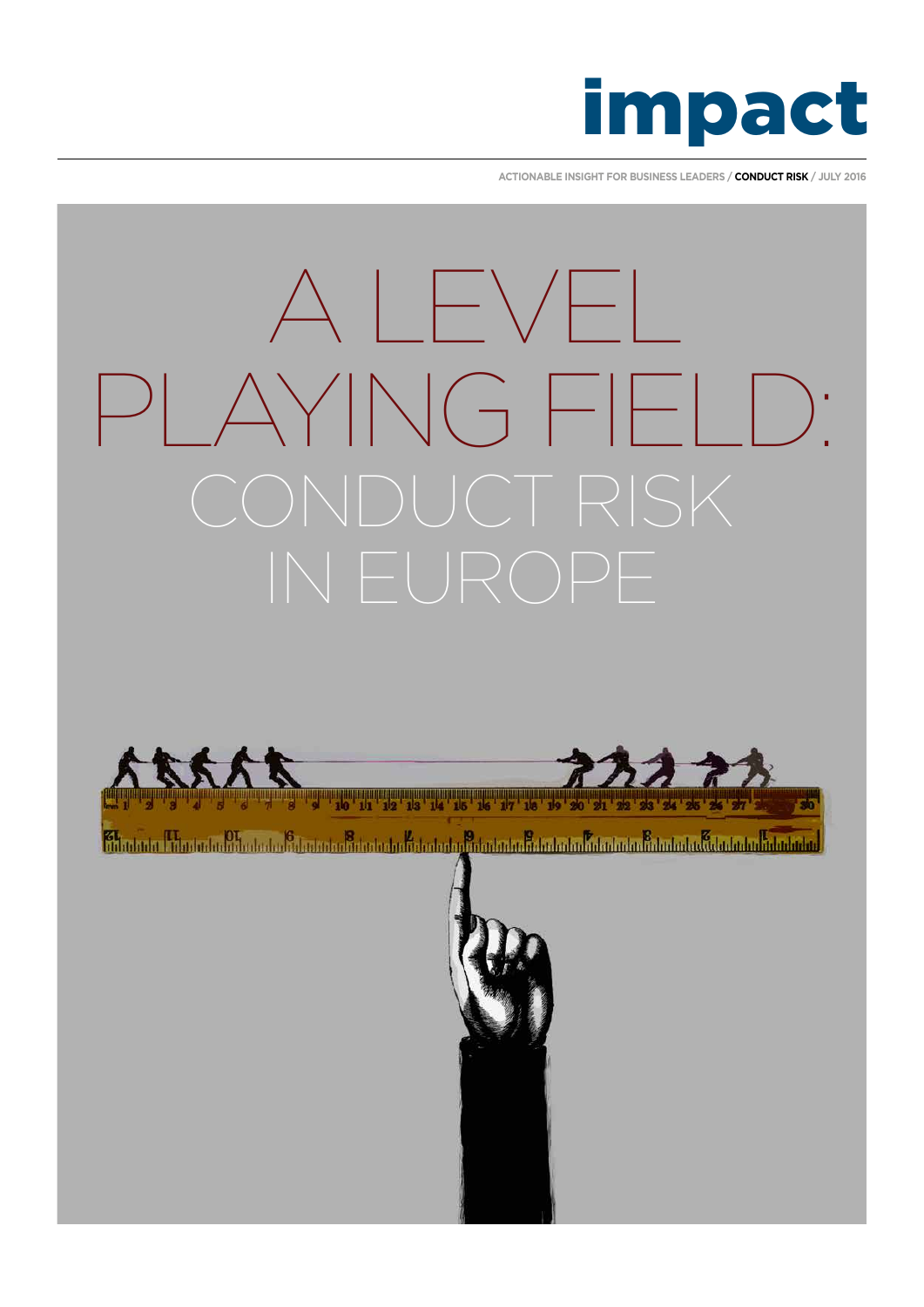# impact

ACTIONABLE INSIGHT FOR BUSINESS LEADERS / **CONDUCT RISK** / JULY 2016

# A LEVEL PLAYING FIELD: CONDUCT RISK IN EUROPE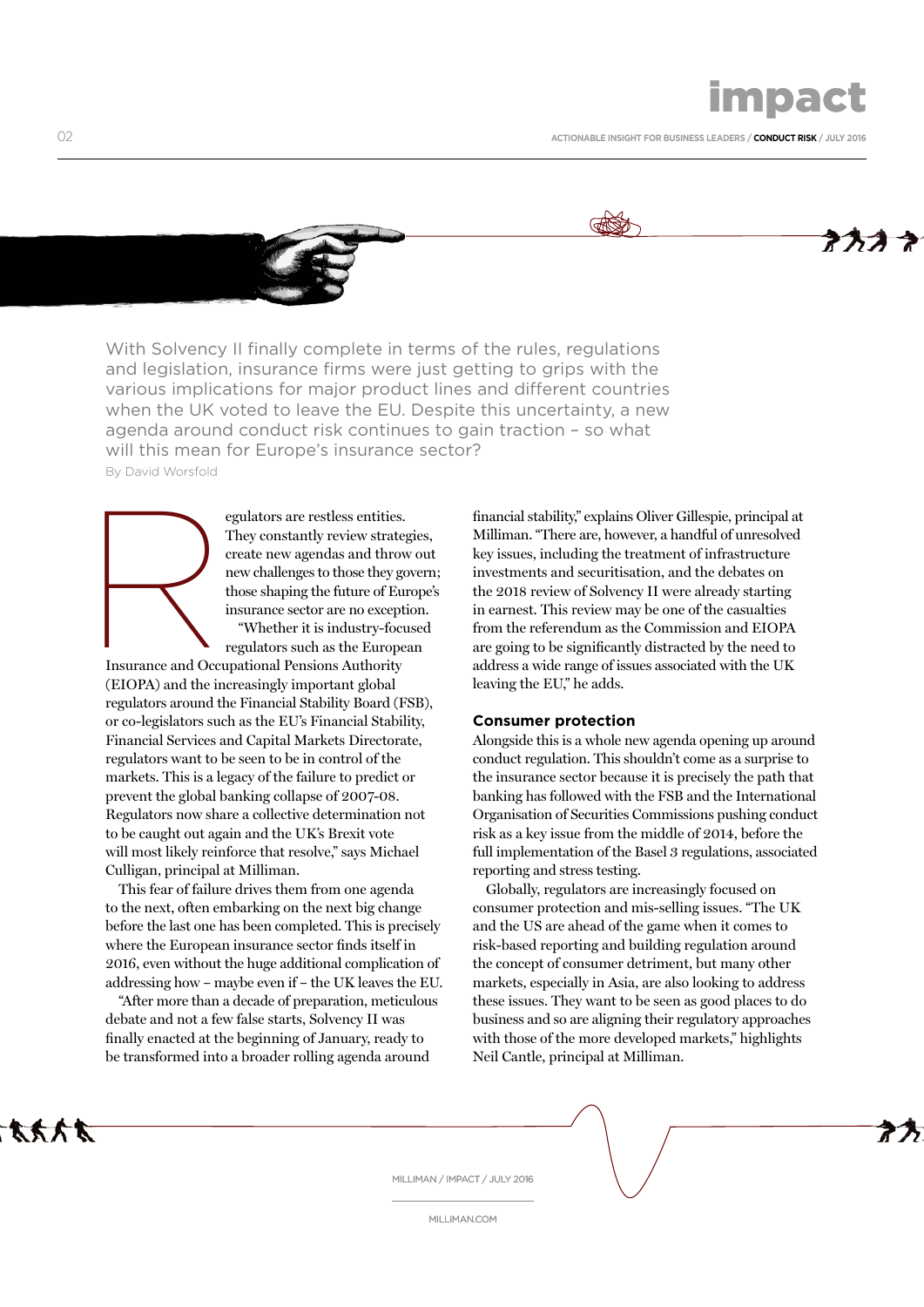With Solvency II finally complete in terms of the rules, regulations and legislation, insurance firms were just getting to grips with the various implications for major product lines and different countries when the UK voted to leave the EU. Despite this uncertainty, a new agenda around conduct risk continues to gain traction – so what will this mean for Europe's insurance sector?

By David Worsfold

Regulators are restless entities. They constantly review strategies, create new agendas and throw out new challenges to those they govern; those shaping the future of Europe's insurance sector are no exception.

"Whether it is industry-focused regulators such as the European Insurance and Occupational Pensions Authority (EIOPA) and the increasingly important global regulators around the Financial Stability Board (FSB), or co-legislators such as the EU's Financial Stability, Financial Services and Capital Markets Directorate, regulators want to be seen to be in control of the markets. This is a legacy of the failure to predict or prevent the global banking collapse of 2007-08. Regulators now share a collective determination not to be caught out again and the UK's Brexit vote will most likely reinforce that resolve," says Michael Culligan, principal at Milliman.

This fear of failure drives them from one agenda to the next, often embarking on the next big change before the last one has been completed. This is precisely where the European insurance sector finds itself in 2016, even without the huge additional complication of addressing how – maybe even if – the UK leaves the EU.

"After more than a decade of preparation, meticulous debate and not a few false starts, Solvency II was finally enacted at the beginning of January, ready to be transformed into a broader rolling agenda around financial stability," explains Oliver Gillespie, principal at Milliman. "There are, however, a handful of unresolved key issues, including the treatment of infrastructure investments and securitisation, and the debates on the 2018 review of Solvency II were already starting in earnest. This review may be one of the casualties from the referendum as the Commission and EIOPA are going to be significantly distracted by the need to address a wide range of issues associated with the UK leaving the EU," he adds.

## Consumer protection

Alongside this is a whole new agenda opening up around conduct regulation. This shouldn't come as a surprise to the insurance sector because it is precisely the path that banking has followed with the FSB and the International Organisation of Securities Commissions pushing conduct risk as a key issue from the middle of 2014, before the full implementation of the Basel 3 regulations, associated reporting and stress testing.

Globally, regulators are increasingly focused on consumer protection and mis-selling issues. "The UK and the US are ahead of the game when it comes to risk-based reporting and building regulation around the concept of consumer detriment, but many other markets, especially in Asia, are also looking to address these issues. They want to be seen as good places to do business and so are aligning their regulatory approaches with those of the more developed markets," highlights Neil Cantle, principal at Milliman.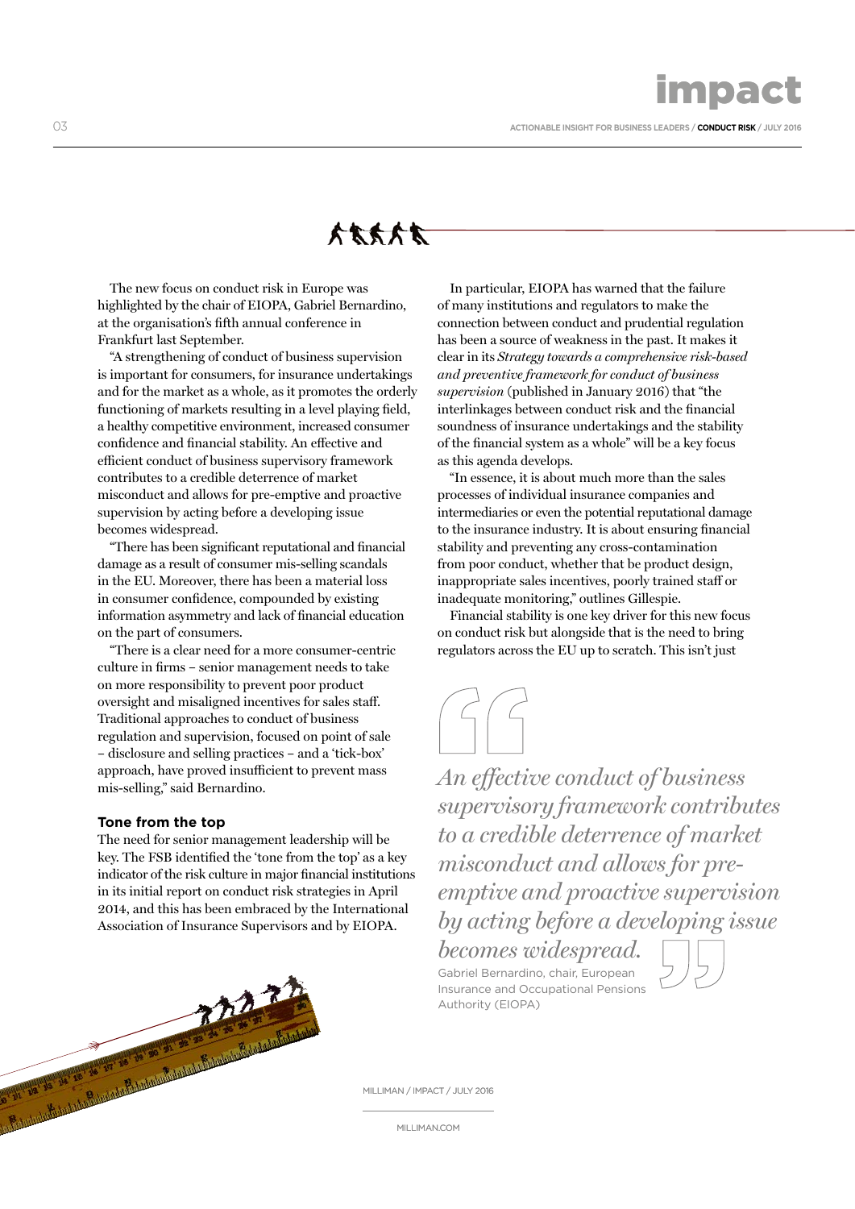The new focus on conduct risk in Europe was highlighted by the chair of EIOPA, Gabriel Bernardino, at the organisation's fifth annual conference in Frankfurt last September.

"A strengthening of conduct of business supervision is important for consumers, for insurance undertakings and for the market as a whole, as it promotes the orderly functioning of markets resulting in a level playing field, a healthy competitive environment, increased consumer confidence and financial stability. An effective and efficient conduct of business supervisory framework contributes to a credible deterrence of market misconduct and allows for pre-emptive and proactive supervision by acting before a developing issue becomes widespread.

"There has been significant reputational and financial damage as a result of consumer mis-selling scandals in the EU. Moreover, there has been a material loss in consumer confidence, compounded by existing information asymmetry and lack of financial education on the part of consumers.

"There is a clear need for a more consumer-centric culture in firms – senior management needs to take on more responsibility to prevent poor product oversight and misaligned incentives for sales staff. Traditional approaches to conduct of business regulation and supervision, focused on point of sale – disclosure and selling practices – and a 'tick-box' approach, have proved insufficient to prevent mass mis-selling," said Bernardino.

### Tone from the top

The need for senior management leadership will be key. The FSB identified the 'tone from the top' as a key indicator of the risk culture in major financial institutions in its initial report on conduct risk strategies in April 2014, and this has been embraced by the International Association of Insurance Supervisors and by EIOPA.

In particular, EIOPA has warned that the failure of many institutions and regulators to make the connection between conduct and prudential regulation has been a source of weakness in the past. It makes it clear in its *Strategy towards a comprehensive risk-based and preventive framework for conduct of business supervision* (published in January 2016) that "the interlinkages between conduct risk and the financial soundness of insurance undertakings and the stability of the financial system as a whole" will be a key focus as this agenda develops.

"In essence, it is about much more than the sales processes of individual insurance companies and intermediaries or even the potential reputational damage to the insurance industry. It is about ensuring financial stability and preventing any cross-contamination from poor conduct, whether that be product design, inappropriate sales incentives, poorly trained staff or inadequate monitoring," outlines Gillespie.

Financial stability is one key driver for this new focus on conduct risk but alongside that is the need to bring regulators across the EU up to scratch. This isn't just

> *An effective conduct of business supervisory framework contributes to a credible deterrence of market misconduct and allows for pre-emptive and proactive supervision by acting before a developing issue becomes widespread.*
>
> Gabriel Bernardino, chair, European Insurance and Occupational Pensions Authority (EIOPA)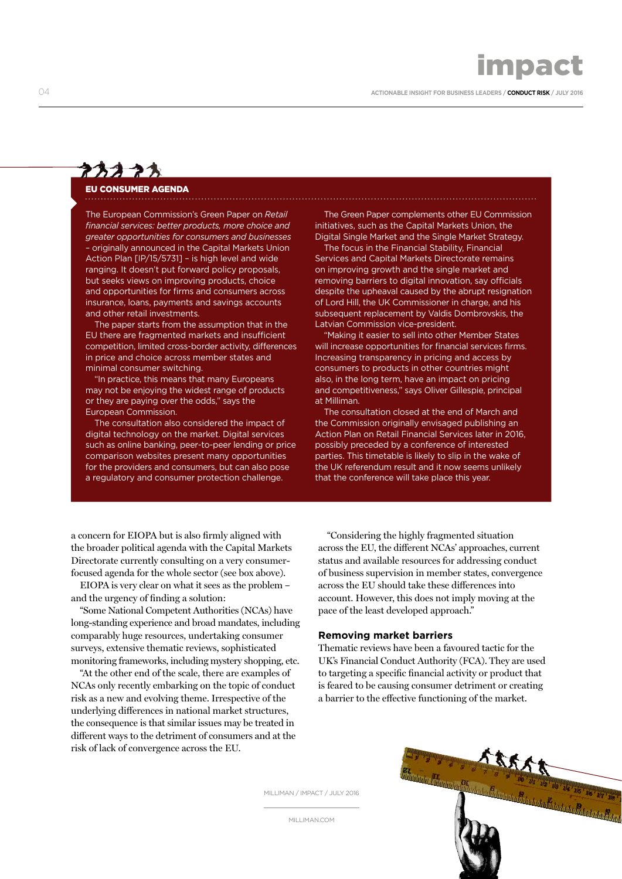## EU CONSUMER AGENDA

The European Commission's Green Paper on *Retail financial services: better products, more choice and greater opportunities for consumers and businesses* – originally announced in the Capital Markets Union Action Plan [IP/15/5731] – is high level and wide ranging. It doesn't put forward policy proposals, but seeks views on improving products, choice and opportunities for firms and consumers across insurance, loans, payments and savings accounts and other retail investments.

The paper starts from the assumption that in the EU there are fragmented markets and insufficient competition, limited cross-border activity, differences in price and choice across member states and minimal consumer switching.

"In practice, this means that many Europeans may not be enjoying the widest range of products or they are paying over the odds," says the European Commission.

The consultation also considered the impact of digital technology on the market. Digital services such as online banking, peer-to-peer lending or price comparison websites present many opportunities for the providers and consumers, but can also pose a regulatory and consumer protection challenge.

The Green Paper complements other EU Commission initiatives, such as the Capital Markets Union, the Digital Single Market and the Single Market Strategy.

The focus in the Financial Stability, Financial Services and Capital Markets Directorate remains on improving growth and the single market and removing barriers to digital innovation, say officials despite the upheaval caused by the abrupt resignation of Lord Hill, the UK Commissioner in charge, and his subsequent replacement by Valdis Dombrovskis, the Latvian Commission vice-president.

"Making it easier to sell into other Member States will increase opportunities for financial services firms. Increasing transparency in pricing and access by consumers to products in other countries might also, in the long term, have an impact on pricing and competitiveness," says Oliver Gillespie, principal at Milliman.

The consultation closed at the end of March and the Commission originally envisaged publishing an Action Plan on Retail Financial Services later in 2016, possibly preceded by a conference of interested parties. This timetable is likely to slip in the wake of the UK referendum result and it now seems unlikely that the conference will take place this year.

---

a concern for EIOPA but is also firmly aligned with the broader political agenda with the Capital Markets Directorate currently consulting on a very consumer-focused agenda for the whole sector (see box above).

EIOPA is very clear on what it sees as the problem – and the urgency of finding a solution:

"Some National Competent Authorities (NCAs) have long-standing experience and broad mandates, including comparably huge resources, undertaking consumer surveys, extensive thematic reviews, sophisticated monitoring frameworks, including mystery shopping, etc.

"At the other end of the scale, there are examples of NCAs only recently embarking on the topic of conduct risk as a new and evolving theme. Irrespective of the underlying differences in national market structures, the consequence is that similar issues may be treated in different ways to the detriment of consumers and at the risk of lack of convergence across the EU.

"Considering the highly fragmented situation across the EU, the different NCAs' approaches, current status and available resources for addressing conduct of business supervision in member states, convergence across the EU should take these differences into account. However, this does not imply moving at the pace of the least developed approach."

### Removing market barriers

Thematic reviews have been a favoured tactic for the UK's Financial Conduct Authority (FCA). They are used to targeting a specific financial activity or product that is feared to be causing consumer detriment or creating a barrier to the effective functioning of the market.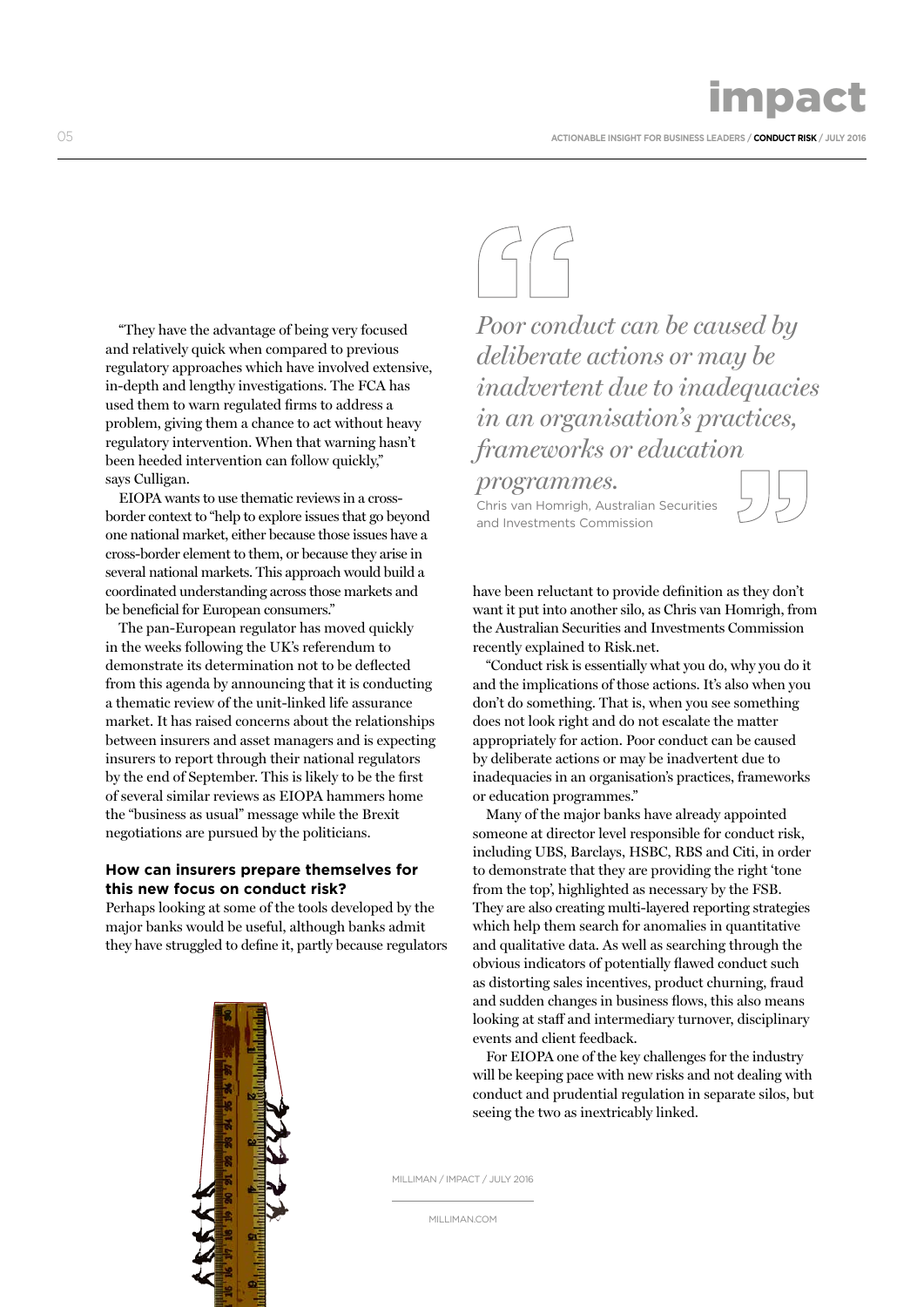"They have the advantage of being very focused and relatively quick when compared to previous regulatory approaches which have involved extensive, in-depth and lengthy investigations. The FCA has used them to warn regulated firms to address a problem, giving them a chance to act without heavy regulatory intervention. When that warning hasn't been heeded intervention can follow quickly," says Culligan.

EIOPA wants to use thematic reviews in a cross-border context to "help to explore issues that go beyond one national market, either because those issues have a cross-border element to them, or because they arise in several national markets. This approach would build a coordinated understanding across those markets and be beneficial for European consumers."

The pan-European regulator has moved quickly in the weeks following the UK's referendum to demonstrate its determination not to be deflected from this agenda by announcing that it is conducting a thematic review of the unit-linked life assurance market. It has raised concerns about the relationships between insurers and asset managers and is expecting insurers to report through their national regulators by the end of September. This is likely to be the first of several similar reviews as EIOPA hammers home the "business as usual" message while the Brexit negotiations are pursued by the politicians.

### How can insurers prepare themselves for this new focus on conduct risk?

Perhaps looking at some of the tools developed by the major banks would be useful, although banks admit they have struggled to define it, partly because regulators have been reluctant to provide definition as they don't want it put into another silo, as Chris van Homrigh, from the Australian Securities and Investments Commission recently explained to Risk.net.

> *Poor conduct can be caused by deliberate actions or may be inadvertent due to inadequacies in an organisation's practices, frameworks or education programmes.*
>
> Chris van Homrigh, Australian Securities and Investments Commission

"Conduct risk is essentially what you do, why you do it and the implications of those actions. It's also when you don't do something. That is, when you see something does not look right and do not escalate the matter appropriately for action. Poor conduct can be caused by deliberate actions or may be inadvertent due to inadequacies in an organisation's practices, frameworks or education programmes."

Many of the major banks have already appointed someone at director level responsible for conduct risk, including UBS, Barclays, HSBC, RBS and Citi, in order to demonstrate that they are providing the right 'tone from the top', highlighted as necessary by the FSB. They are also creating multi-layered reporting strategies which help them search for anomalies in quantitative and qualitative data. As well as searching through the obvious indicators of potentially flawed conduct such as distorting sales incentives, product churning, fraud and sudden changes in business flows, this also means looking at staff and intermediary turnover, disciplinary events and client feedback.

For EIOPA one of the key challenges for the industry will be keeping pace with new risks and not dealing with conduct and prudential regulation in separate silos, but seeing the two as inextricably linked.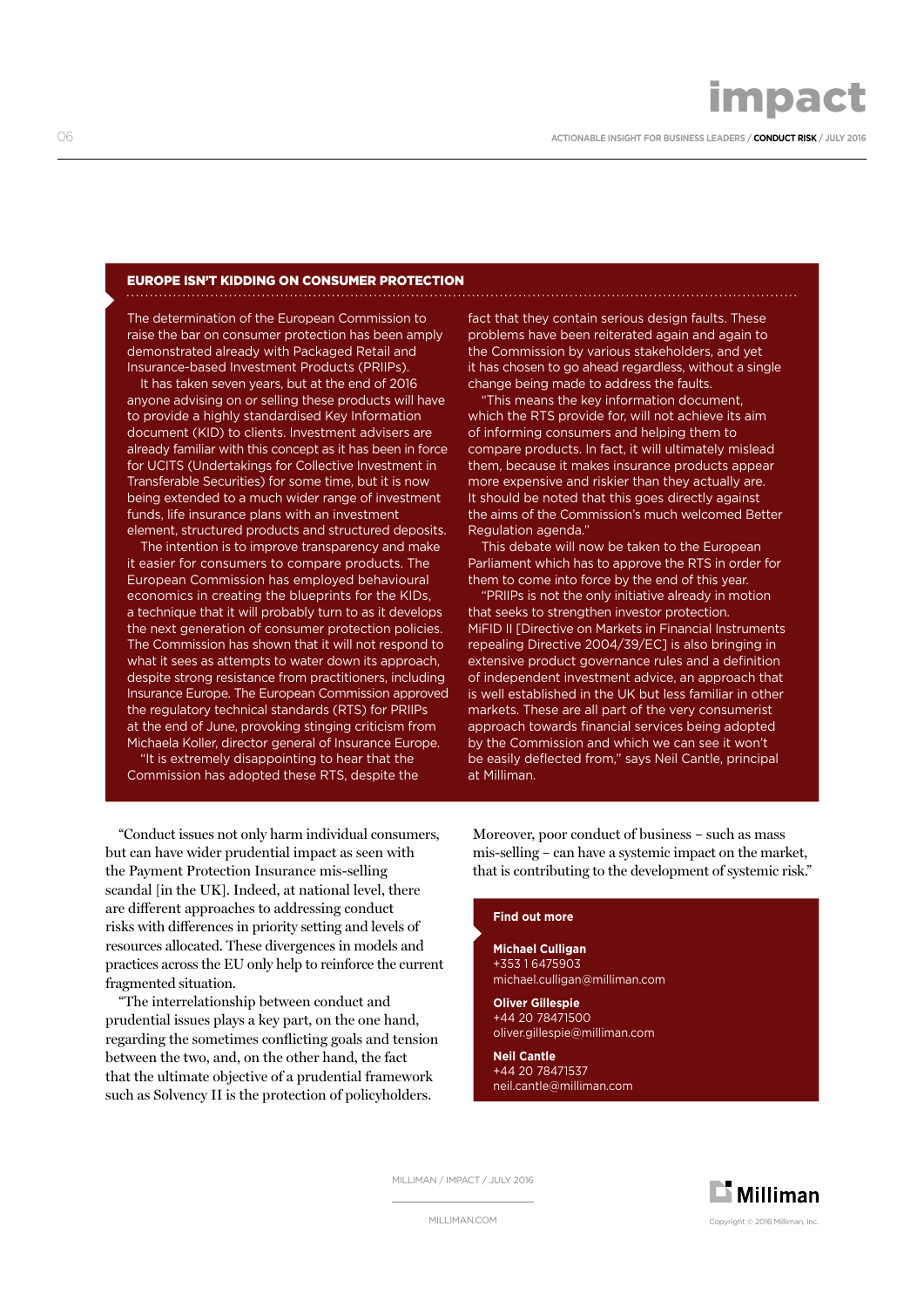## EUROPE ISN'T KIDDING ON CONSUMER PROTECTION

The determination of the European Commission to raise the bar on consumer protection has been amply demonstrated already with Packaged Retail and Insurance-based Investment Products (PRIIPs).

It has taken seven years, but at the end of 2016 anyone advising on or selling these products will have to provide a highly standardised Key Information document (KID) to clients. Investment advisers are already familiar with this concept as it has been in force for UCITS (Undertakings for Collective Investment in Transferable Securities) for some time, but it is now being extended to a much wider range of investment funds, life insurance plans with an investment element, structured products and structured deposits.

The intention is to improve transparency and make it easier for consumers to compare products. The European Commission has employed behavioural economics in creating the blueprints for the KIDs, a technique that it will probably turn to as it develops the next generation of consumer protection policies. The Commission has shown that it will not respond to what it sees as attempts to water down its approach, despite strong resistance from practitioners, including Insurance Europe. The European Commission approved the regulatory technical standards (RTS) for PRIIPs at the end of June, provoking stinging criticism from Michaela Koller, director general of Insurance Europe.

"It is extremely disappointing to hear that the Commission has adopted these RTS, despite the fact that they contain serious design faults. These problems have been reiterated again and again to the Commission by various stakeholders, and yet it has chosen to go ahead regardless, without a single change being made to address the faults.

"This means the key information document, which the RTS provide for, will not achieve its aim of informing consumers and helping them to compare products. In fact, it will ultimately mislead them, because it makes insurance products appear more expensive and riskier than they actually are. It should be noted that this goes directly against the aims of the Commission's much welcomed Better Regulation agenda."

This debate will now be taken to the European Parliament which has to approve the RTS in order for them to come into force by the end of this year.

"PRIIPs is not the only initiative already in motion that seeks to strengthen investor protection. MiFID II [Directive on Markets in Financial Instruments repealing Directive 2004/39/EC] is also bringing in extensive product governance rules and a definition of independent investment advice, an approach that is well established in the UK but less familiar in other markets. These are all part of the very consumerist approach towards financial services being adopted by the Commission and which we can see it won't be easily deflected from," says Neil Cantle, principal at Milliman.

---

"Conduct issues not only harm individual consumers, but can have wider prudential impact as seen with the Payment Protection Insurance mis-selling scandal [in the UK]. Indeed, at national level, there are different approaches to addressing conduct risks with differences in priority setting and levels of resources allocated. These divergences in models and practices across the EU only help to reinforce the current fragmented situation.

"The interrelationship between conduct and prudential issues plays a key part, on the one hand, regarding the sometimes conflicting goals and tension between the two, and, on the other hand, the fact that the ultimate objective of a prudential framework such as Solvency II is the protection of policyholders. Moreover, poor conduct of business – such as mass mis-selling – can have a systemic impact on the market, that is contributing to the development of systemic risk."

### Find out more

**Michael Culligan**
+353 1 6475903
michael.culligan@milliman.com

**Oliver Gillespie**
+44 20 78471500
oliver.gillespie@milliman.com

**Neil Cantle**
+44 20 78471537
neil.cantle@milliman.com

Copyright © 2016 Milliman, Inc.